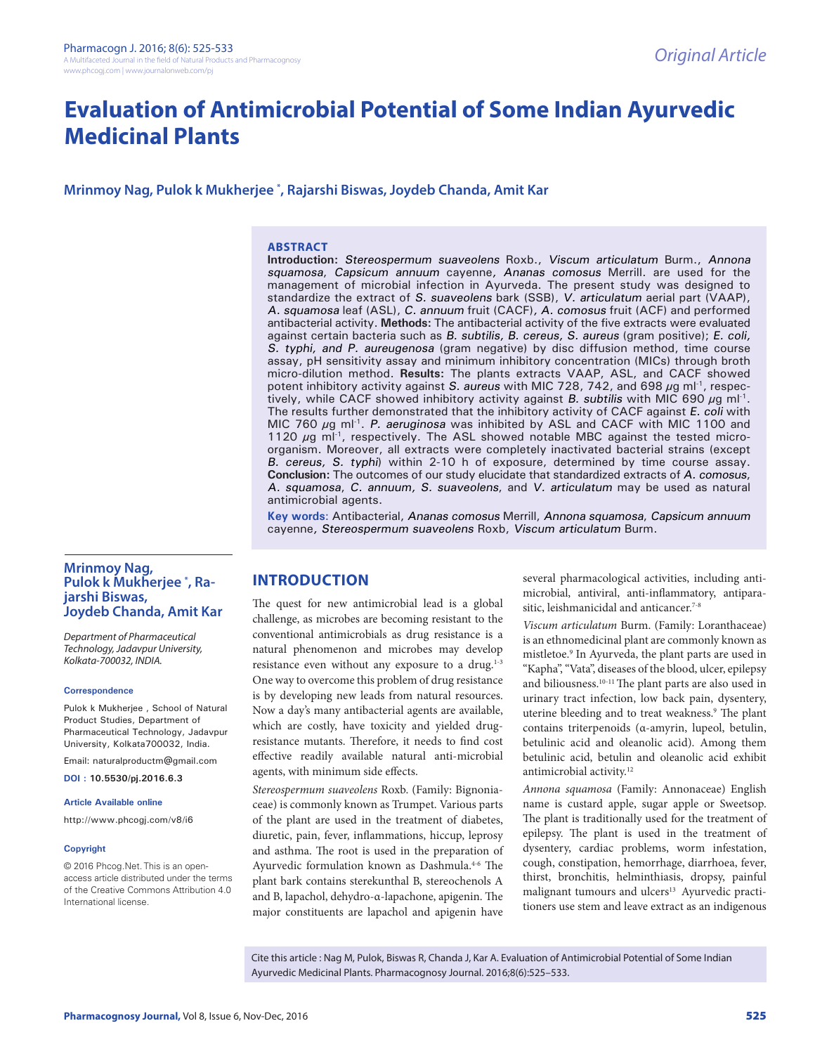Original Article

# Evaluation of Antimicrobial Potential of Some Indian Ayurvedic Medicinal Plants

**Mrinmoy Nag, Pulok k Mukherjee [*], Rajarshi Biswas, Joydeb Chanda, Amit Kar**

## ABSTRACT

**Introduction:** *Stereospermum suaveolens* Roxb., *Viscum articulatum* Burm., *Annona squamosa*, *Capsicum annuum* cayenne, *Ananas comosus* Merrill. are used for the management of microbial infection in Ayurveda. The present study was designed to standardize the extract of *S. suaveolens* bark (SSB), *V. articulatum* aerial part (VAAP), *A. squamosa* leaf (ASL), *C. annuum* fruit (CACF), *A. comosus* fruit (ACF) and performed antibacterial activity. **Methods:** The antibacterial activity of the five extracts were evaluated against certain bacteria such as *B. subtilis, B. cereus, S. aureus* (gram positive); *E. coli, S. typhi, and P. aureugenosa* (gram negative) by disc diffusion method, time course assay, pH sensitivity assay and minimum inhibitory concentration (MICs) through broth micro-dilution method. **Results:** The plants extracts VAAP, ASL, and CACF showed potent inhibitory activity against *S. aureus* with MIC 728, 742, and 698 $\mu$g ml$^{-1}$, respectively, while CACF showed inhibitory activity against *B. subtilis* with MIC 690 $\mu$g ml$^{-1}$. The results further demonstrated that the inhibitory activity of CACF against *E. coli* with MIC 760 $\mu$g ml$^{-1}$. *P. aeruginosa* was inhibited by ASL and CACF with MIC 1100 and 1120 $\mu$g ml$^{-1}$, respectively. The ASL showed notable MBC against the tested microorganism. Moreover, all extracts were completely inactivated bacterial strains (except *B. cereus, S. typhi*) within 2-10 h of exposure, determined by time course assay. **Conclusion:** The outcomes of our study elucidate that standardized extracts of *A. comosus*, *A. squamosa*, *C. annuum*, *S. suaveolens*, and *V. articulatum* may be used as natural antimicrobial agents.

**Key words:** Antibacterial, *Ananas comosus* Merrill, *Annona squamosa*, *Capsicum annuum* cayenne, *Stereospermum suaveolens* Roxb, *Viscum articulatum* Burm.

**Mrinmoy Nag, Pulok k Mukherjee [*], Rajarshi Biswas, Joydeb Chanda, Amit Kar**

*Department of Pharmaceutical Technology, Jadavpur University, Kolkata-700032, INDIA.*

**Correspondence**

Pulok k Mukherjee , School of Natural Product Studies, Department of Pharmaceutical Technology, Jadavpur University, Kolkata700032, India.

Email: naturalproductm@gmail.com

**DOI :** **10.5530/pj.2016.6.3**

**Article Available online**

http://www.phcogj.com/v8/i6

**Copyright**

© 2016 Phcog.Net. This is an open-access article distributed under the terms of the Creative Commons Attribution 4.0 International license.

## INTRODUCTION

The quest for new antimicrobial lead is a global challenge, as microbes are becoming resistant to the conventional antimicrobials as drug resistance is a natural phenomenon and microbes may develop resistance even without any exposure to a drug.[1-3] One way to overcome this problem of drug resistance is by developing new leads from natural resources. Now a day's many antibacterial agents are available, which are costly, have toxicity and yielded drug-resistance mutants. Therefore, it needs to find cost effective readily available natural anti-microbial agents, with minimum side effects.

*Stereospermum suaveolens* Roxb. (Family: Bignoniaceae) is commonly known as Trumpet. Various parts of the plant are used in the treatment of diabetes, diuretic, pain, fever, inflammations, hiccup, leprosy and asthma. The root is used in the preparation of Ayurvedic formulation known as Dashmula.[4-6] The plant bark contains sterekunthal B, stereochenols A and B, lapachol, dehydro-α-lapachone, apigenin. The major constituents are lapachol and apigenin have several pharmacological activities, including antimicrobial, antiviral, anti-inflammatory, antiparasitic, leishmanicidal and anticancer.[7-8]

*Viscum articulatum* Burm. (Family: Loranthaceae) is an ethnomedicinal plant are commonly known as mistletoe.[9] In Ayurveda, the plant parts are used in "Kapha", "Vata", diseases of the blood, ulcer, epilepsy and biliousness.[10-11] The plant parts are also used in urinary tract infection, low back pain, dysentery, uterine bleeding and to treat weakness.[9] The plant contains triterpenoids (α-amyrin, lupeol, betulin, betulinic acid and oleanolic acid). Among them betulinic acid, betulin and oleanolic acid exhibit antimicrobial activity.[12]

*Annona squamosa* (Family: Annonaceae) English name is custard apple, sugar apple or Sweetsop. The plant is traditionally used for the treatment of epilepsy. The plant is used in the treatment of dysentery, cardiac problems, worm infestation, cough, constipation, hemorrhage, diarrhoea, fever, thirst, bronchitis, helminthiasis, dropsy, painful malignant tumours and ulcers[13] Ayurvedic practitioners use stem and leave extract as an indigenous

Cite this article : Nag M, Pulok, Biswas R, Chanda J, Kar A. Evaluation of Antimicrobial Potential of Some Indian Ayurvedic Medicinal Plants. Pharmacognosy Journal. 2016;8(6):525–533.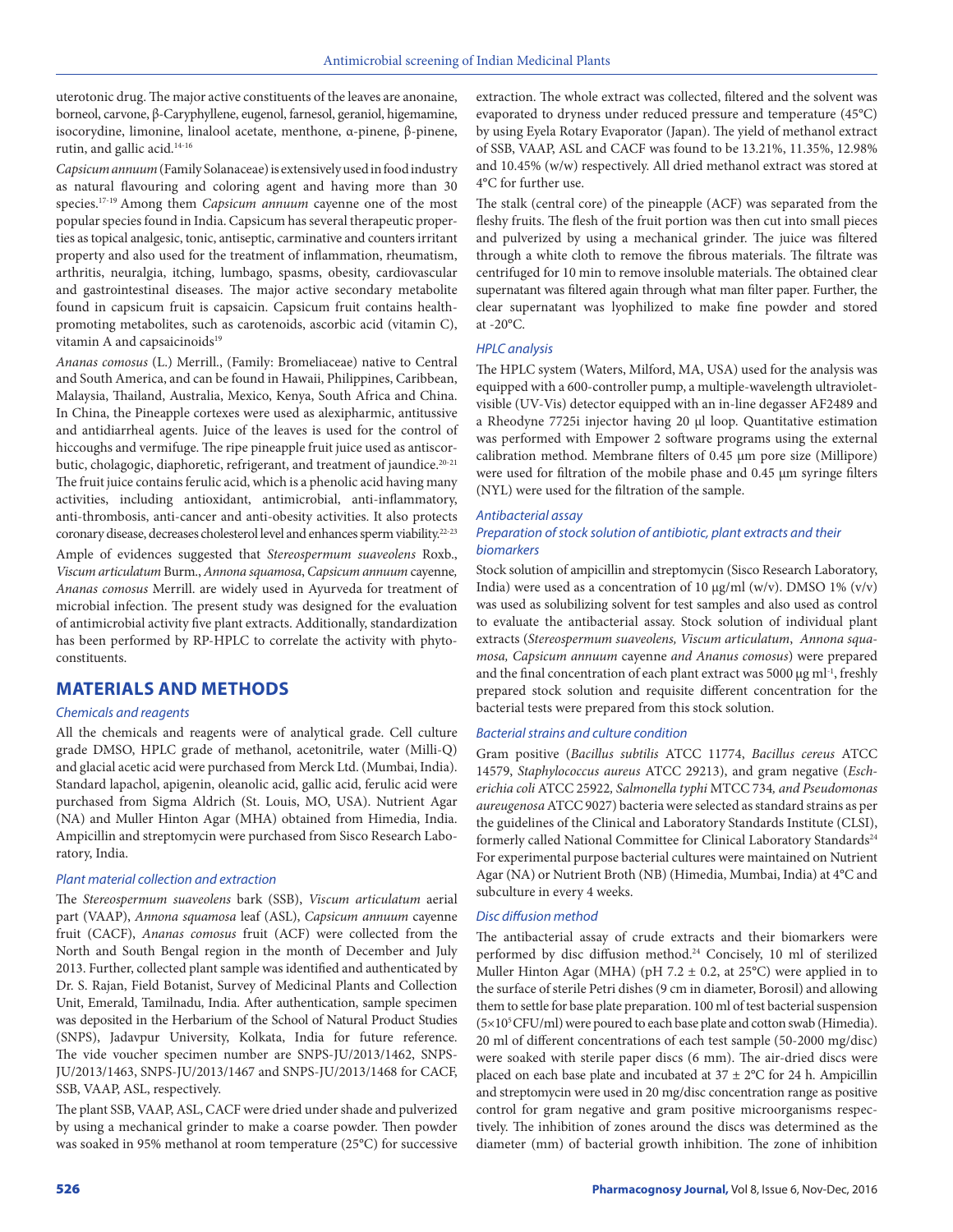uterotonic drug. The major active constituents of the leaves are anonaine, borneol, carvone, β-Caryphyllene, eugenol, farnesol, geraniol, higemamine, isocorydine, limonine, linalool acetate, menthone, α-pinene, β-pinene, rutin, and gallic acid.[14-16]

*Capsicum annuum* (Family Solanaceae) is extensively used in food industry as natural flavouring and coloring agent and having more than 30 species.[17-19] Among them *Capsicum annuum* cayenne one of the most popular species found in India. Capsicum has several therapeutic properties as topical analgesic, tonic, antiseptic, carminative and counters irritant property and also used for the treatment of inflammation, rheumatism, arthritis, neuralgia, itching, lumbago, spasms, obesity, cardiovascular and gastrointestinal diseases. The major active secondary metabolite found in capsicum fruit is capsaicin. Capsicum fruit contains health-promoting metabolites, such as carotenoids, ascorbic acid (vitamin C), vitamin A and capsaicinoids[19]

*Ananas comosus* (L.) Merrill., (Family: Bromeliaceae) native to Central and South America, and can be found in Hawaii, Philippines, Caribbean, Malaysia, Thailand, Australia, Mexico, Kenya, South Africa and China. In China, the Pineapple cortexes were used as alexipharmic, antitussive and antidiarrheal agents. Juice of the leaves is used for the control of hiccoughs and vermifuge. The ripe pineapple fruit juice used as antiscorbutic, chologagic, diaphoretic, refrigerant, and treatment of jaundice.[20-21] The fruit juice contains ferulic acid, which is a phenolic acid having many activities, including antioxidant, antimicrobial, anti-inflammatory, anti-thrombosis, anti-cancer and anti-obesity activities. It also protects coronary disease, decreases cholesterol level and enhances sperm viability.[22-23]

Ample of evidences suggested that *Stereospermum suaveolens* Roxb., *Viscum articulatum* Burm., *Annona squamosa*, *Capsicum annuum* cayenne, *Ananas comosus* Merrill. are widely used in Ayurveda for treatment of microbial infection. The present study was designed for the evaluation of antimicrobial activity five plant extracts. Additionally, standardization has been performed by RP-HPLC to correlate the activity with phytoconstituents.

## MATERIALS AND METHODS

### *Chemicals and reagents*

All the chemicals and reagents were of analytical grade. Cell culture grade DMSO, HPLC grade of methanol, acetonitrile, water (Milli-Q) and glacial acetic acid were purchased from Merck Ltd. (Mumbai, India). Standard lapachol, apigenin, oleanolic acid, gallic acid, ferulic acid were purchased from Sigma Aldrich (St. Louis, MO, USA). Nutrient Agar (NA) and Muller Hinton Agar (MHA) obtained from Himedia, India. Ampicillin and streptomycin were purchased from Sisco Research Laboratory, India.

### *Plant material collection and extraction*

The *Stereospermum suaveolens* bark (SSB), *Viscum articulatum* aerial part (VAAP), *Annona squamosa* leaf (ASL), *Capsicum annuum* cayenne fruit (CACF), *Ananas comosus* fruit (ACF) were collected from the North and South Bengal region in the month of December and July 2013. Further, collected plant sample was identified and authenticated by Dr. S. Rajan, Field Botanist, Survey of Medicinal Plants and Collection Unit, Emerald, Tamilnadu, India. After authentication, sample specimen was deposited in the Herbarium of the School of Natural Product Studies (SNPS), Jadavpur University, Kolkata, India for future reference. The vide voucher specimen number are SNPS-JU/2013/1462, SNPS-JU/2013/1463, SNPS-JU/2013/1467 and SNPS-JU/2013/1468 for CACF, SSB, VAAP, ASL, respectively.

The plant SSB, VAAP, ASL, CACF were dried under shade and pulverized by using a mechanical grinder to make a coarse powder. Then powder was soaked in 95% methanol at room temperature (25°C) for successive extraction. The whole extract was collected, filtered and the solvent was evaporated to dryness under reduced pressure and temperature (45°C) by using Eyela Rotary Evaporator (Japan). The yield of methanol extract of SSB, VAAP, ASL and CACF was found to be 13.21%, 11.35%, 12.98% and 10.45% (w/w) respectively. All dried methanol extract was stored at 4°C for further use.

The stalk (central core) of the pineapple (ACF) was separated from the fleshy fruits. The flesh of the fruit portion was then cut into small pieces and pulverized by using a mechanical grinder. The juice was filtered through a white cloth to remove the fibrous materials. The filtrate was centrifuged for 10 min to remove insoluble materials. The obtained clear supernatant was filtered again through what man filter paper. Further, the clear supernatant was lyophilized to make fine powder and stored at -20°C.

### *HPLC analysis*

The HPLC system (Waters, Milford, MA, USA) used for the analysis was equipped with a 600-controller pump, a multiple-wavelength ultraviolet-visible (UV-Vis) detector equipped with an in-line degasser AF2489 and a Rheodyne 7725i injector having 20 µl loop. Quantitative estimation was performed with Empower 2 software programs using the external calibration method. Membrane filters of 0.45 µm pore size (Millipore) were used for filtration of the mobile phase and 0.45 µm syringe filters (NYL) were used for the filtration of the sample.

### *Antibacterial assay*

#### *Preparation of stock solution of antibiotic, plant extracts and their biomarkers*

Stock solution of ampicillin and streptomycin (Sisco Research Laboratory, India) were used as a concentration of 10 µg/ml (w/v). DMSO 1% (v/v) was used as solubilizing solvent for test samples and also used as control to evaluate the antibacterial assay. Stock solution of individual plant extracts (*Stereospermum suaveolens, Viscum articulatum*, *Annona squamosa, Capsicum annuum* cayenne *and Ananus comosus*) were prepared and the final concentration of each plant extract was 5000 µg ml$^{-1}$, freshly prepared stock solution and requisite different concentration for the bacterial tests were prepared from this stock solution.

### *Bacterial strains and culture condition*

Gram positive (*Bacillus subtilis* ATCC 11774, *Bacillus cereus* ATCC 14579, *Staphylococcus aureus* ATCC 29213), and gram negative (*Escherichia coli* ATCC 25922, *Salmonella typhi* MTCC 734, *and Pseudomonas aureugenosa* ATCC 9027) bacteria were selected as standard strains as per the guidelines of the Clinical and Laboratory Standards Institute (CLSI), formerly called National Committee for Clinical Laboratory Standards[24] For experimental purpose bacterial cultures were maintained on Nutrient Agar (NA) or Nutrient Broth (NB) (Himedia, Mumbai, India) at 4°C and subculture in every 4 weeks.

### *Disc diffusion method*

The antibacterial assay of crude extracts and their biomarkers were performed by disc diffusion method.[24] Concisely, 10 ml of sterilized Muller Hinton Agar (MHA) (pH 7.2 ± 0.2, at 25°C) were applied in to the surface of sterile Petri dishes (9 cm in diameter, Borosil) and allowing them to settle for base plate preparation. 100 ml of test bacterial suspension ($5\times10^5$ CFU/ml) were poured to each base plate and cotton swab (Himedia). 20 ml of different concentrations of each test sample (50-2000 mg/disc) were soaked with sterile paper discs (6 mm). The air-dried discs were placed on each base plate and incubated at 37 ± 2°C for 24 h. Ampicillin and streptomycin were used in 20 mg/disc concentration range as positive control for gram negative and gram positive microorganisms respectively. The inhibition of zones around the discs was determined as the diameter (mm) of bacterial growth inhibition. The zone of inhibition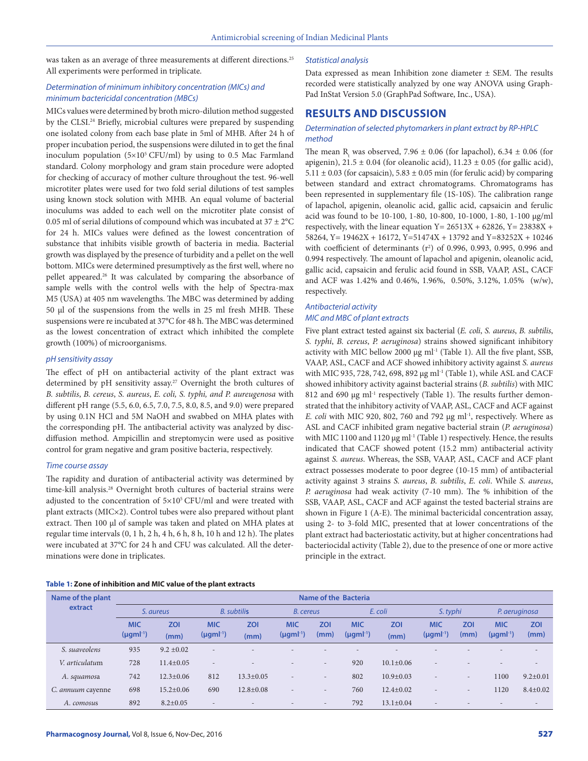was taken as an average of three measurements at different directions.[25] All experiments were performed in triplicate.

### *Determination of minimum inhibitory concentration (MICs) and minimum bactericidal concentration (MBCs)*

MICs values were determined by broth micro-dilution method suggested by the CLSI.[24] Briefly, microbial cultures were prepared by suspending one isolated colony from each base plate in 5ml of MHB. After 24 h of proper incubation period, the suspensions were diluted in to get the final inoculum population ($5 \times 10^5$ CFU/ml) by using to 0.5 Mac Farmland standard. Colony morphology and gram stain procedure were adopted for checking of accuracy of mother culture throughout the test. 96-well microtiter plates were used for two fold serial dilutions of test samples using known stock solution with MHB. An equal volume of bacterial inoculums was added to each well on the microtiter plate consist of 0.05 ml of serial dilutions of compound which was incubated at 37 ± 2°C for 24 h. MICs values were defined as the lowest concentration of substance that inhibits visible growth of bacteria in media. Bacterial growth was displayed by the presence of turbidity and a pellet on the well bottom. MICs were determined presumptively as the first well, where no pellet appeared.[26] It was calculated by comparing the absorbance of sample wells with the control wells with the help of Spectra-max M5 (USA) at 405 nm wavelengths. The MBC was determined by adding 50 µl of the suspensions from the wells in 25 ml fresh MHB. These suspensions were re incubated at 37°C for 48 h. The MBC was determined as the lowest concentration of extract which inhibited the complete growth (100%) of microorganisms.

### *pH sensitivity assay*

The effect of pH on antibacterial activity of the plant extract was determined by pH sensitivity assay.[27] Overnight the broth cultures of *B. subtilis*, *B. cereus*, *S. aureus*, *E. coli, S. typhi, and P. aureugenosa* with different pH range (5.5, 6.0, 6.5, 7.0, 7.5, 8.0, 8.5, and 9.0) were prepared by using 0.1N HCl and 5M NaOH and swabbed on MHA plates with the corresponding pH. The antibacterial activity was analyzed by disc-diffusion method. Ampicillin and streptomycin were used as positive control for gram negative and gram positive bacteria, respectively.

### *Time course assay*

The rapidity and duration of antibacterial activity was determined by time-kill analysis.[28] Overnight broth cultures of bacterial strains were adjusted to the concentration of $5 \times 10^5$ CFU/ml and were treated with plant extracts (MIC×2). Control tubes were also prepared without plant extract. Then 100 µl of sample was taken and plated on MHA plates at regular time intervals (0, 1 h, 2 h, 4 h, 6 h, 8 h, 10 h and 12 h). The plates were incubated at 37°C for 24 h and CFU was calculated. All the determinations were done in triplicates.

### *Statistical analysis*

Data expressed as mean Inhibition zone diameter ± SEM. The results recorded were statistically analyzed by one way ANOVA using Graph-Pad InStat Version 5.0 (GraphPad Software, Inc., USA).

## RESULTS AND DISCUSSION

### *Determination of selected phytomarkers in plant extract by RP-HPLC method*

The mean $R_t$ was observed, 7.96 ± 0.06 (for lapachol), 6.34 ± 0.06 (for apigenin), 21.5 ± 0.04 (for oleanolic acid), 11.23 ± 0.05 (for gallic acid), 5.11 ± 0.03 (for capsaicin), 5.83 ± 0.05 min (for ferulic acid) by comparing between standard and extract chromatograms. Chromatograms has been represented in supplementary file (1S-10S). The calibration range of lapachol, apigenin, oleanolic acid, gallic acid, capsaicin and ferulic acid was found to be 10-100, 1-80, 10-800, 10-1000, 1-80, 1-100 µg/ml respectively, with the linear equation Y= 26513X + 62826, Y= 23838X + 58264, Y= 19462X + 16172, Y=51474X + 13792 and Y=83252X + 10246 with coefficient of determinants ($r^2$) of 0.996, 0.993, 0.995, 0.996 and 0.994 respectively. The amount of lapachol and apigenin, oleanolic acid, gallic acid, capsaicin and ferulic acid found in SSB, VAAP, ASL, CACF and ACF was 1.42% and 0.46%, 1.96%, 0.50%, 3.12%, 1.05% (w/w), respectively.

### *Antibacterial activity*

### *MIC and MBC of plant extracts*

Five plant extract tested against six bacterial (*E. coli*, *S. aureus*, *B. subtilis*, *S. typhi*, *B. cereus*, *P. aeruginosa*) strains showed significant inhibitory activity with MIC bellow 2000 µg ml$^{-1}$ (Table 1). All the five plant, SSB, VAAP, ASL, CACF and ACF showed inhibitory activity against *S. aureus* with MIC 935, 728, 742, 698, 892 µg ml$^{-1}$ (Table 1), while ASL and CACF showed inhibitory activity against bacterial strains (*B. subtilis*) with MIC 812 and 690 µg ml$^{-1}$ respectively (Table 1). The results further demonstrated that the inhibitory activity of VAAP, ASL, CACF and ACF against *E. coli* with MIC 920, 802, 760 and 792 µg ml$^{-1}$, respectively. Where as ASL and CACF inhibited gram negative bacterial strain (*P. aeruginosa*) with MIC 1100 and 1120 µg ml$^{-1}$ (Table 1) respectively. Hence, the results indicated that CACF showed potent (15.2 mm) antibacterial activity against *S. aureus*. Whereas, the SSB, VAAP, ASL, CACF and ACF plant extract possesses moderate to poor degree (10-15 mm) of antibacterial activity against 3 strains *S. aureus*, *B. subtilis*, *E. coli*. While *S. aureus*, *P. aeruginosa* had weak activity (7-10 mm). The % inhibition of the SSB, VAAP, ASL, CACF and ACF against the tested bacterial strains are shown in Figure 1 (A-E). The minimal bactericidal concentration assay, using 2- to 3-fold MIC, presented that at lower concentrations of the plant extract had bacteriostatic activity, but at higher concentrations had bacteriocidal activity (Table 2), due to the presence of one or more active principle in the extract.

**Table 1: Zone of inhibition and MIC value of the plant extracts**

| Name of the plant extract | Name of the Bacteria | | | | | | | | | | | |
|---|---|---|---|---|---|---|---|---|---|---|---|---|
| | *S. aureus* | | *B. subtilis* | | *B. cereus* | | *E. coli* | | *S. typhi* | | *P. aeruginosa* | |
| | MIC (µgml$^{-1}$) | ZOI (mm) | MIC (µgml$^{-1}$) | ZOI (mm) | MIC (µgml$^{-1}$) | ZOI (mm) | MIC (µgml$^{-1}$) | ZOI (mm) | MIC (µgml$^{-1}$) | ZOI (mm) | MIC (µgml$^{-1}$) | ZOI (mm) |
| *S. suaveolens* | 935 | 9.2 ±0.02 | - | - | - | - | - | - | - | - | - | - |
| *V. articulatum* | 728 | 11.4±0.05 | - | - | - | - | 920 | 10.1±0.06 | - | - | - | - |
| *A. squamosa* | 742 | 12.3±0.06 | 812 | 13.3±0.05 | - | - | 802 | 10.9±0.03 | - | - | 1100 | 9.2±0.01 |
| *C. annuum* cayenne | 698 | 15.2±0.06 | 690 | 12.8±0.08 | - | - | 760 | 12.4±0.02 | - | - | 1120 | 8.4±0.02 |
| *A. comosus* | 892 | 8.2±0.05 | - | - | - | - | 792 | 13.1±0.04 | - | - | - | - |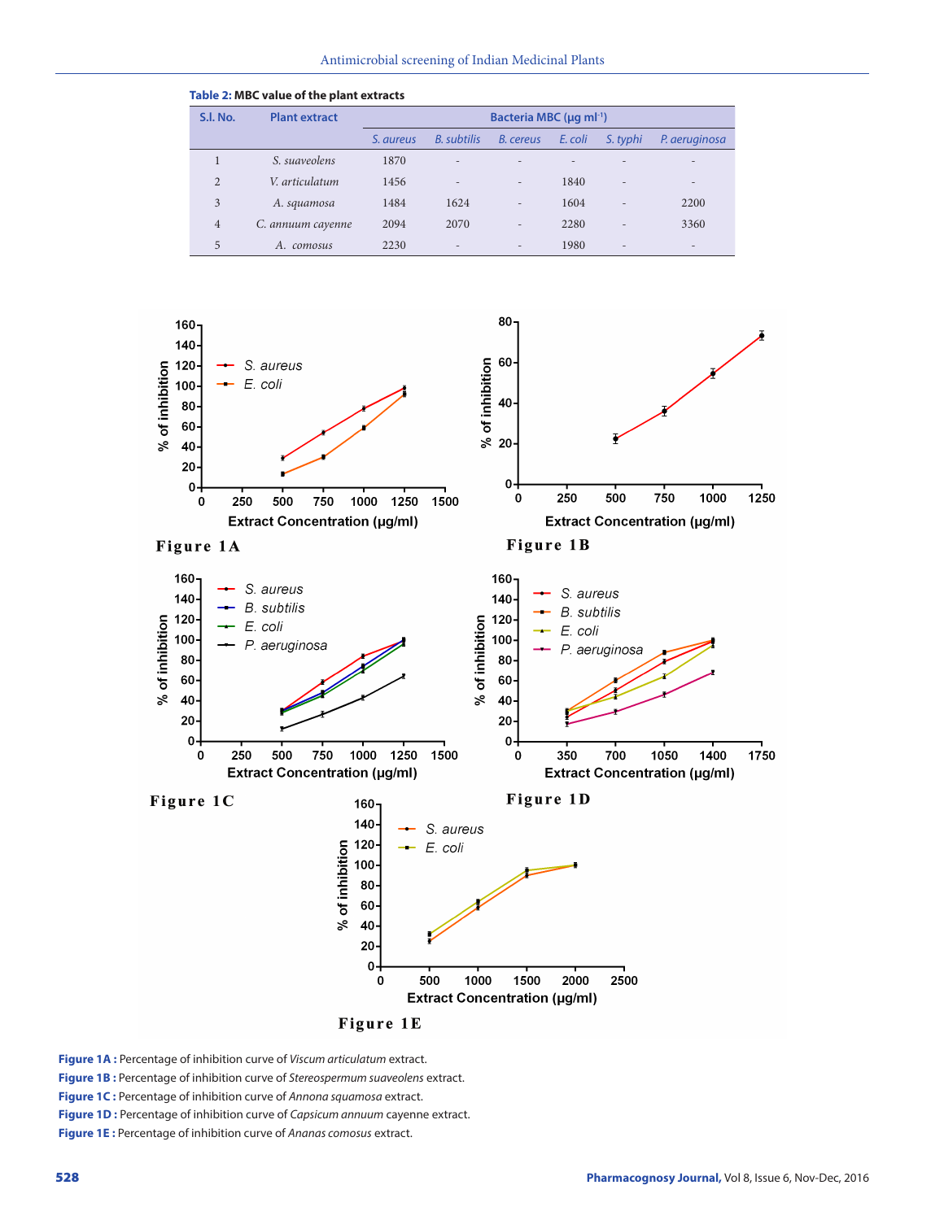**Table 2:** MBC value of the plant extracts

| S.l. No. | Plant extract | Bacteria MBC (μg ml$^{-1}$) | | | | | |
|---|---|---|---|---|---|---|---|
| | | *S. aureus* | *B. subtilis* | *B. cereus* | *E. coli* | *S. typhi* | *P. aeruginosa* |
| 1 | *S. suaveolens* | 1870 | - | - | - | - | - |
| 2 | *V. articulatum* | 1456 | - | - | 1840 | - | - |
| 3 | *A. squamosa* | 1484 | 1624 | - | 1604 | - | 2200 |
| 4 | *C. annuum cayenne* | 2094 | 2070 | - | 2280 | - | 3360 |
| 5 | *A. comosus* | 2230 | - | - | 1980 | - | - |

**Figure 1A :** Percentage of inhibition curve of *Viscum articulatum* extract.

**Figure 1B :** Percentage of inhibition curve of *Stereospermum suaveolens* extract.

**Figure 1C :** Percentage of inhibition curve of *Annona squamosa* extract.

**Figure 1D :** Percentage of inhibition curve of *Capsicum annuum* cayenne extract.

**Figure 1E :** Percentage of inhibition curve of *Ananas comosus* extract.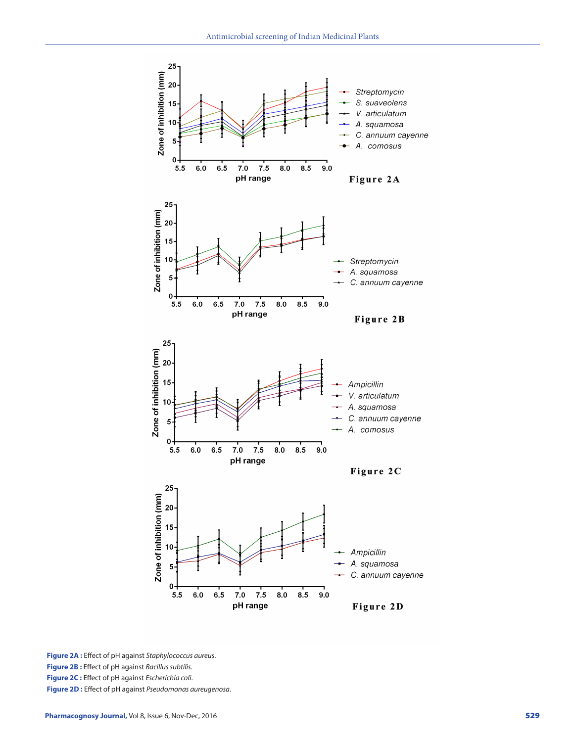**Figure 2A :** Effect of pH against *Staphylococcus aureus*.

**Figure 2B :** Effect of pH against *Bacillus subtilis*.

**Figure 2C :** Effect of pH against *Escherichia coli*.

**Figure 2D :** Effect of pH against *Pseudomonas aureugenosa*.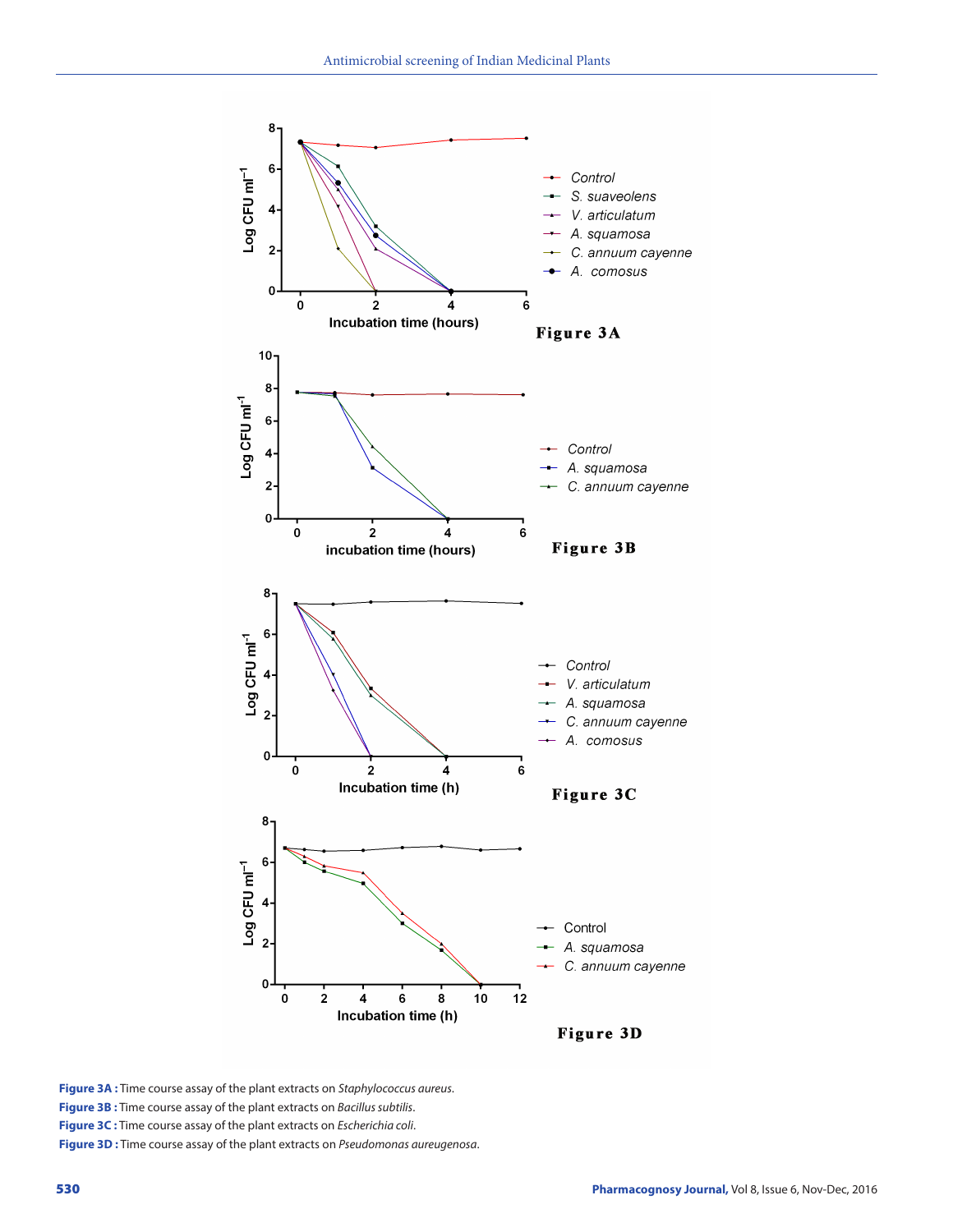Figure 3A : Time course assay of the plant extracts on *Staphylococcus aureus*.

Figure 3B : Time course assay of the plant extracts on *Bacillus subtilis*.

Figure 3C : Time course assay of the plant extracts on *Escherichia coli*.

Figure 3D : Time course assay of the plant extracts on *Pseudomonas aureugenosa*.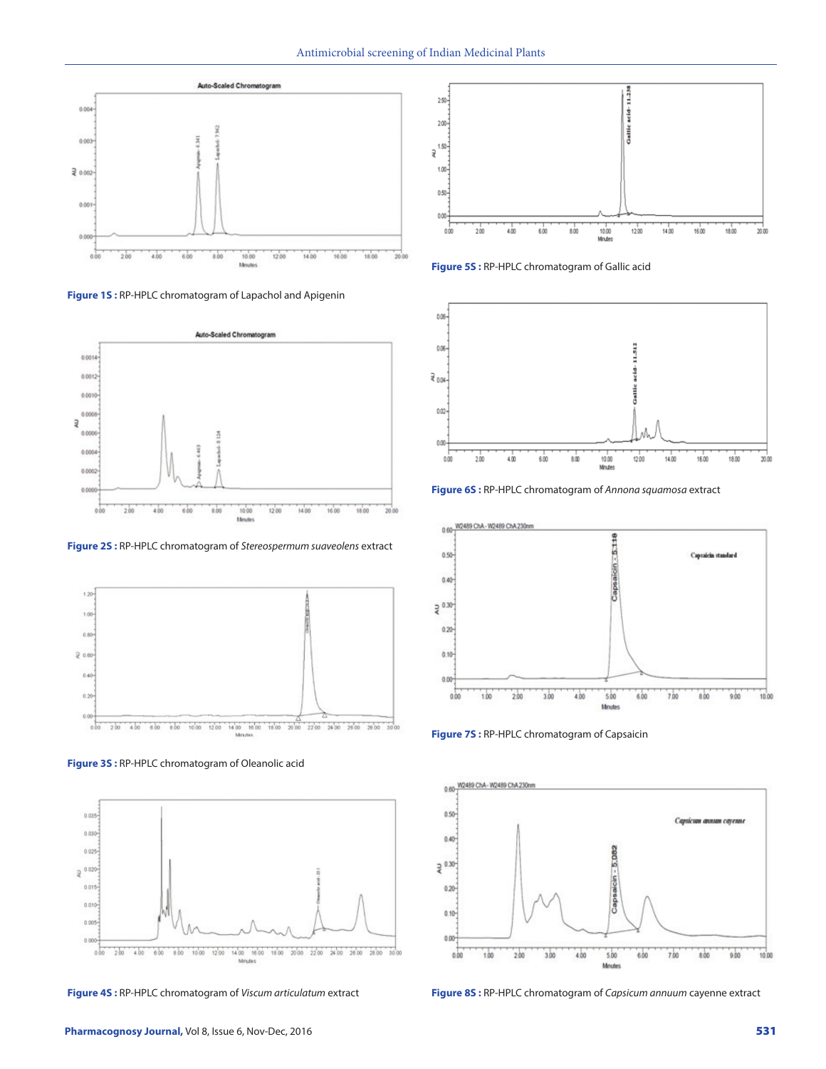**Figure 1S :** RP-HPLC chromatogram of Lapachol and Apigenin

**Figure 2S :** RP-HPLC chromatogram of *Stereospermum suaveolens* extract

**Figure 3S :** RP-HPLC chromatogram of Oleanolic acid

**Figure 4S :** RP-HPLC chromatogram of *Viscum articulatum* extract

**Figure 5S :** RP-HPLC chromatogram of Gallic acid

**Figure 6S :** RP-HPLC chromatogram of *Annona squamosa* extract

**Figure 7S :** RP-HPLC chromatogram of Capsaicin

**Figure 8S :** RP-HPLC chromatogram of *Capsicum annuum* cayenne extract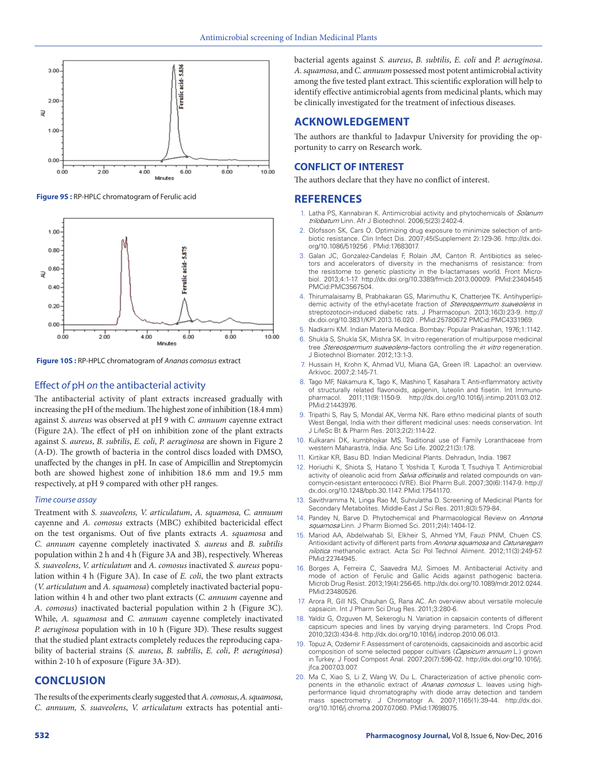Figure 9S : RP-HPLC chromatogram of Ferulic acid

Figure 10S : RP-HPLC chromatogram of *Ananas comosus* extract

### Effect *of* pH *on* the antibacterial activity

The antibacterial activity of plant extracts increased gradually with increasing the pH of the medium. The highest zone of inhibition (18.4 mm) against *S. aureus* was observed at pH 9 with *C. annuum* cayenne extract (Figure 2A). The effect of pH on inhibition zone of the plant extracts against *S. aureus*, *B. subtilis*, *E. coli*, *P. aeruginosa* are shown in Figure 2 (A-D). The growth of bacteria in the control discs loaded with DMSO, unaffected by the changes in pH. In case of Ampicillin and Streptomycin both are showed highest zone of inhibition 18.6 mm and 19.5 mm respectively, at pH 9 compared with other pH ranges.

#### *Time course assay*

Treatment with *S. suaveolens, V. articulatum*, *A. squamosa, C. annuum* cayenne and *A. comosus* extracts (MBC) exhibited bactericidal effect on the test organisms. Out of five plants extracts *A. squamosa* and *C. annuum* cayenne completely inactivated *S. aureus* and *B. subtilis* population within 2 h and 4 h (Figure 3A and 3B), respectively. Whereas *S. suaveolens*, *V. articulatum* and *A. comosus* inactivated *S. aureus* population within 4 h (Figure 3A). In case of *E. coli*, the two plant extracts (*V. articulatum* and *A. squamosa*) completely inactivated bacterial population within 4 h and other two plant extracts (*C. annuum* cayenne and *A. comosus*) inactivated bacterial population within 2 h (Figure 3C). While, *A. squamosa* and *C. annuum* cayenne completely inactivated *P. aeruginosa* population with in 10 h (Figure 3D). These results suggest that the studied plant extracts completely reduces the reproducing capability of bacterial strains (*S. aureus*, *B. subtilis*, *E. coli*, *P. aeruginosa*) within 2-10 h of exposure (Figure 3A-3D).

## CONCLUSION

The results of the experiments clearly suggested that *A. comosus*, *A. squamosa*, *C. annuum, S. suaveolens*, *V. articulatum* extracts has potential antibacterial agents against *S. aureus*, *B. subtilis*, *E. coli* and *P. aeruginosa*. *A. squamosa*, and *C. annuum* possessed most potent antimicrobial activity among the five tested plant extract. This scientific exploration will help to identify effective antimicrobial agents from medicinal plants, which may be clinically investigated for the treatment of infectious diseases.

## ACKNOWLEDGEMENT

The authors are thankful to Jadavpur University for providing the opportunity to carry on Research work.

## CONFLICT OF INTEREST

The authors declare that they have no conflict of interest.

## REFERENCES

1. Latha PS, Kannabiran K. Antimicrobial activity and phytochemicals of *Solanum trilobatum* Linn. Afr J Biotechnol. 2006;5(23):2402-4.
2. Olofsson SK, Cars O. Optimizing drug exposure to minimize selection of antibiotic resistance. Clin Infect Dis. 2007;45(Supplement 2):129-36. http://dx.doi.org/10.1086/519256 . PMid:17683017.
3. Galan JC, Gonzalez-Candelas F, Rolain JM, Canton R. Antibiotics as selectors and accelerators of diversity in the mechanisms of resistance: from the resistome to genetic plasticity in the b-lactamases world. Front Microbiol. 2013;4:1-17. http://dx.doi.org/10.3389/fmicb.2013.00009. PMid:23404545 PMCid:PMC3567504.
4. Thirumalaisamy B, Prabhakaran GS, Marimuthu K, Chatterjee TK. Antihyperlipidemic activity of the ethyl-acetate fraction of *Stereospermum suaveolens* in streptozotocin-induced diabetic rats. J Pharmacopun. 2013;16(3):23-9. http://dx.doi.org/10.3831/KPI.2013.16.020 . PMid:25780672 PMCid:PMC4331969.
5. Nadkarni KM. Indian Materia Medica. Bombay: Popular Prakashan, 1976;1:1142.
6. Shukla S, Shukla SK, Mishra SK. In vitro regeneration of multipurpose medicinal tree *Stereospermum suaveolens*–factors controlling the *in vitro* regeneration. J Biotechnol Biomater. 2012;13:1-3.
7. Hussain H, Krohn K, Ahmad VU, Miana GA, Green IR. Lapachol: an overview. Arkivoc. 2007;2:145-71.
8. Tago MF, Nakamura K, Tago K, Mashino T, Kasahara T. Anti-inflammatory activity of structurally related flavonoids, apigenin, luteolin and fisetin. Int Immunopharmacol. 2011;11(9):1150-9. http://dx.doi.org/10.1016/j.intimp.2011.03.012. PMid:21443976.
9. Tripathi S, Ray S, Mondal AK, Verma NK. Rare ethno medicinal plants of south West Bengal, India with their different medicinal uses: needs conservation. Int J LifeSc Bt & Pharm Res. 2013;2(2):114-22.
10. Kulkarani DK, kumbhojkar MS. Traditional use of Family Loranthaceae from western Maharastra, India. Anc Sci Life. 2002;21(3):178.
11. Kirtikar KR, Basu BD. Indian Medicinal Plants. Dehradun, India. 1987.
12. Horiuchi K, Shiota S, Hatano T, Yoshida T, Kuroda T, Tsuchiya T. Antimicrobial activity of oleanolic acid from *Salvia officinalis* and related compounds on vancomycin-resistant enterococci (VRE). Biol Pharm Bull. 2007;30(6):1147-9. http://dx.doi.org/10.1248/bpb.30.1147. PMid:17541170.
13. Savithramma N, Linga Rao M, Suhrulatha D. Screening of Medicinal Plants for Secondary Metabolites. Middle-East J Sci Res. 2011;8(3):579-84.
14. Pandey N, Barve D. Phytochemical and Pharmacological Review on *Annona squamosa* Linn. J Pharm Biomed Sci. 2011;2(4):1404-12.
15. Mariod AA, Abdelwahab SI, Elkheir S, Ahmed YM, Fauzi PNM, Chuen CS. Antioxidant activity of different parts from *Annona squamosa* and *Catunaregam nilotica* methanolic extract. Acta Sci Pol Technol Aliment. 2012;11(3):249-57. PMid:22744945.
16. Borges A, Ferreira C, Saavedra MJ, Simoes M. Antibacterial Activity and mode of action of Ferulic and Gallic Acids against pathogenic bacteria. Microb Drug Resist. 2013;19(4):256-65. http://dx.doi.org/10.1089/mdr.2012.0244. PMid:23480526.
17. Arora R, Gill NS, Chauhan G, Rana AC. An overview about versatile molecule capsaicin. Int J Pharm Sci Drug Res. 2011;3:280-6.
18. Yaldiz G, Ozguven M, Sekeroglu N. Variation in capsaicin contents of different capsicum species and lines by varying drying parameters. Ind Crops Prod. 2010;32(3):434-8. http://dx.doi.org/10.1016/j.indcrop.2010.06.013.
19. Topuz A, Ozdemir F. Assessment of carotenoids, capsaicinoids and ascorbic acid composition of some selected pepper cultivars (*Capsicum annuum* L.) grown in Turkey. J Food Compost Anal. 2007;20(7):596-02. http://dx.doi.org/10.1016/j.jfca.2007.03.007.
20. Ma C, Xiao S, Li Z, Wang W, Du L. Characterization of active phenolic components in the ethanolic extract of *Ananas comosus* L. leaves using high-performance liquid chromatography with diode array detection and tandem mass spectrometry. J Chromatogr A. 2007;1165(1):39-44. http://dx.doi.org/10.1016/j.chroma.2007.07.060. PMid:17698075.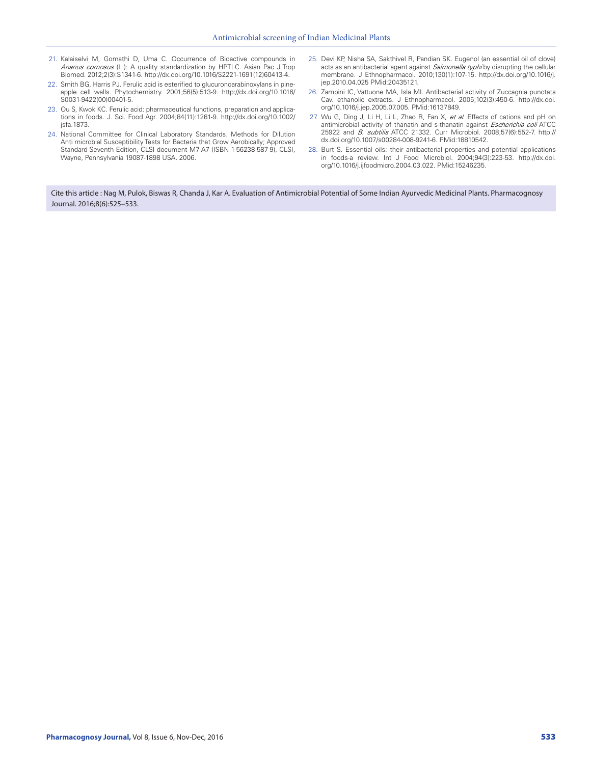21. Kalaiselvi M, Gomathi D, Uma C. Occurrence of Bioactive compounds in *Ananus comosus* (L.): A quality standardization by HPTLC. Asian Pac J Trop Biomed. 2012;2(3):S1341-6. http://dx.doi.org/10.1016/S2221-1691(12)60413-4.
22. Smith BG, Harris PJ. Ferulic acid is esterified to glucuronoarabinoxylans in pineapple cell walls. Phytochemistry. 2001;56(5):513-9. http://dx.doi.org/10.1016/S0031-9422(00)00401-5.
23. Ou S, Kwok KC. Ferulic acid: pharmaceutical functions, preparation and applications in foods. J. Sci. Food Agr. 2004;84(11):1261-9. http://dx.doi.org/10.1002/jsfa.1873.
24. National Committee for Clinical Laboratory Standards. Methods for Dilution Anti microbial Susceptibility Tests for Bacteria that Grow Aerobically; Approved Standard-Seventh Edition, CLSI document M7-A7 (ISBN 1-56238-587-9), CLSI, Wayne, Pennsylvania 19087-1898 USA. 2006.
25. Devi KP, Nisha SA, Sakthivel R, Pandian SK. Eugenol (an essential oil of clove) acts as an antibacterial agent against *Salmonella typhi* by disrupting the cellular membrane. J Ethnopharmacol. 2010;130(1):107-15. http://dx.doi.org/10.1016/j.jep.2010.04.025 PMid:20435121.
26. Zampini IC, Vattuone MA, Isla MI. Antibacterial activity of Zuccagnia punctata Cav. ethanolic extracts. J Ethnopharmacol. 2005;102(3):450-6. http://dx.doi.org/10.1016/j.jep.2005.07.005. PMid:16137849.
27. Wu G, Ding J, Li H, Li L, Zhao R, Fan X, *et al*. Effects of cations and pH on antimicrobial activity of thanatin and s-thanatin against *Escherichia coli* ATCC 25922 and *B. subtilis* ATCC 21332. Curr Microbiol. 2008;57(6):552-7. http://dx.doi.org/10.1007/s00284-008-9241-6. PMid:18810542.
28. Burt S. Essential oils: their antibacterial properties and potential applications in foods-a review. Int J Food Microbiol. 2004;94(3):223-53. http://dx.doi.org/10.1016/j.ijfoodmicro.2004.03.022. PMid:15246235.

Cite this article : Nag M, Pulok, Biswas R, Chanda J, Kar A. Evaluation of Antimicrobial Potential of Some Indian Ayurvedic Medicinal Plants. Pharmacognosy Journal. 2016;8(6):525–533.